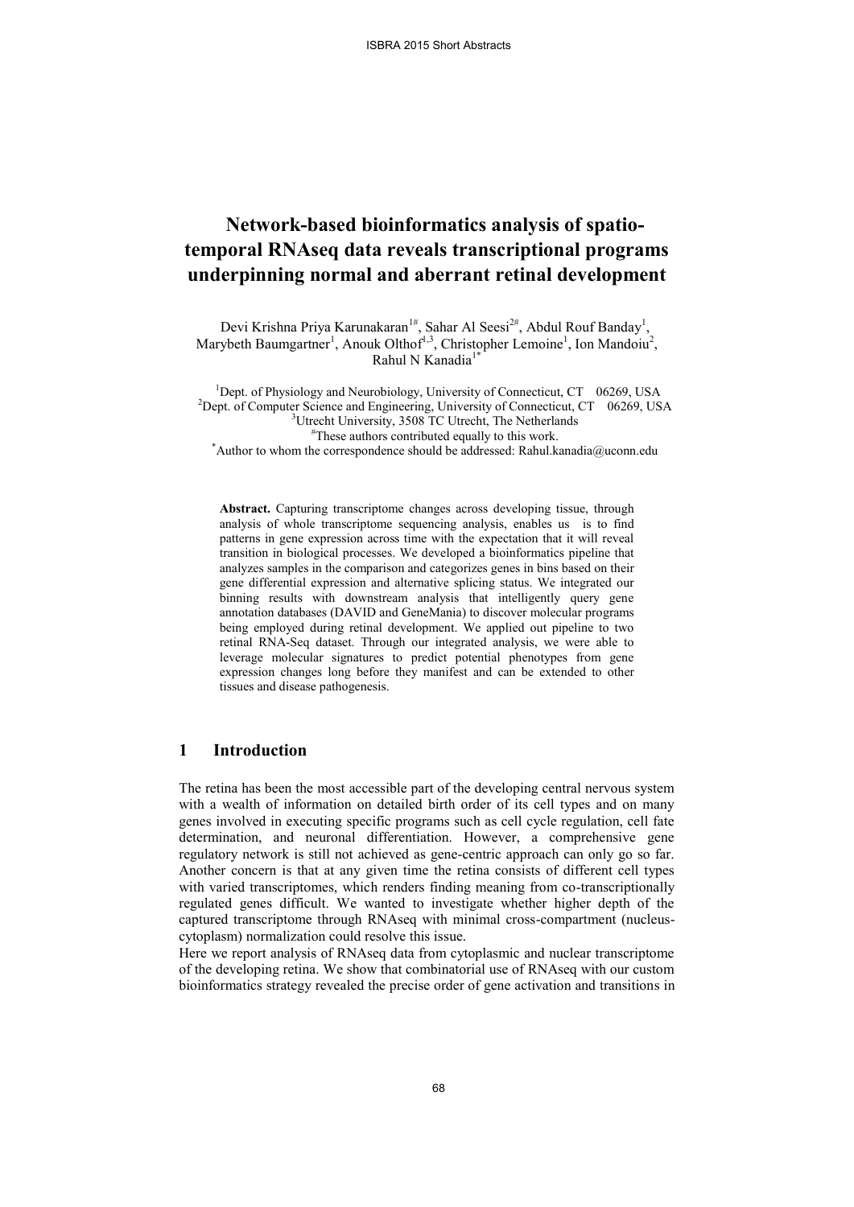# Network-based bioinformatics analysis of spatio-temporal RNAseq data reveals transcriptional programs underpinning normal and aberrant retinal development

Devi Krishna Priya Karunakaran[1#], Sahar Al Seesi[2#], Abdul Rouf Banday[1], Marybeth Baumgartner[1], Anouk Olthof[1,3], Christopher Lemoine[1], Ion Mandoiu[2], Rahul N Kanadia[1*]

[1]Dept. of Physiology and Neurobiology, University of Connecticut, CT 06269, USA
[2]Dept. of Computer Science and Engineering, University of Connecticut, CT 06269, USA
[3]Utrecht University, 3508 TC Utrecht, The Netherlands
[#]These authors contributed equally to this work.
[*]Author to whom the correspondence should be addressed: Rahul.kanadia@uconn.edu

**Abstract.** Capturing transcriptome changes across developing tissue, through analysis of whole transcriptome sequencing analysis, enables us is to find patterns in gene expression across time with the expectation that it will reveal transition in biological processes. We developed a bioinformatics pipeline that analyzes samples in the comparison and categorizes genes in bins based on their gene differential expression and alternative splicing status. We integrated our binning results with downstream analysis that intelligently query gene annotation databases (DAVID and GeneMania) to discover molecular programs being employed during retinal development. We applied out pipeline to two retinal RNA-Seq dataset. Through our integrated analysis, we were able to leverage molecular signatures to predict potential phenotypes from gene expression changes long before they manifest and can be extended to other tissues and disease pathogenesis.

## 1 Introduction

The retina has been the most accessible part of the developing central nervous system with a wealth of information on detailed birth order of its cell types and on many genes involved in executing specific programs such as cell cycle regulation, cell fate determination, and neuronal differentiation. However, a comprehensive gene regulatory network is still not achieved as gene-centric approach can only go so far. Another concern is that at any given time the retina consists of different cell types with varied transcriptomes, which renders finding meaning from co-transcriptionally regulated genes difficult. We wanted to investigate whether higher depth of the captured transcriptome through RNAseq with minimal cross-compartment (nucleus-cytoplasm) normalization could resolve this issue.

Here we report analysis of RNAseq data from cytoplasmic and nuclear transcriptome of the developing retina. We show that combinatorial use of RNAseq with our custom bioinformatics strategy revealed the precise order of gene activation and transitions in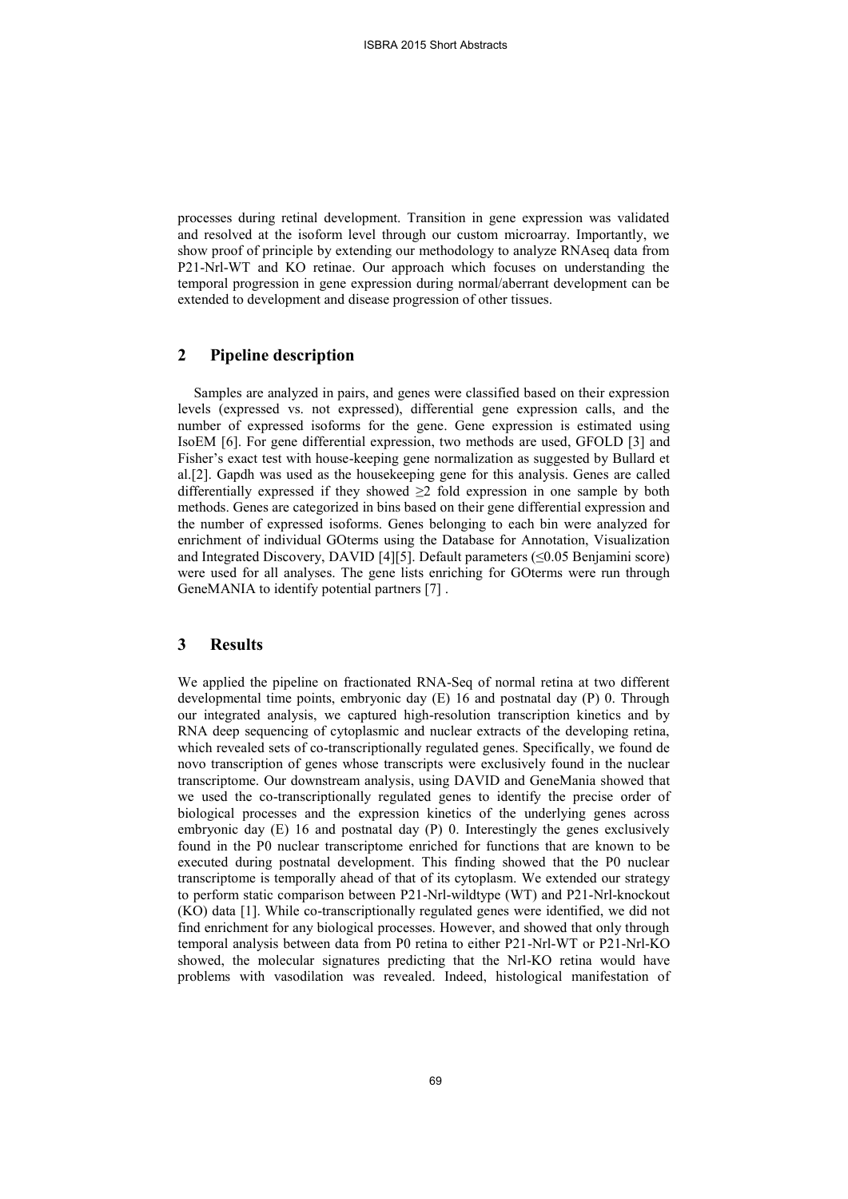processes during retinal development. Transition in gene expression was validated and resolved at the isoform level through our custom microarray. Importantly, we show proof of principle by extending our methodology to analyze RNAseq data from P21-Nrl-WT and KO retinae. Our approach which focuses on understanding the temporal progression in gene expression during normal/aberrant development can be extended to development and disease progression of other tissues.

## 2 Pipeline description

Samples are analyzed in pairs, and genes were classified based on their expression levels (expressed vs. not expressed), differential gene expression calls, and the number of expressed isoforms for the gene. Gene expression is estimated using IsoEM [6]. For gene differential expression, two methods are used, GFOLD [3] and Fisher's exact test with house-keeping gene normalization as suggested by Bullard et al.[2]. Gapdh was used as the housekeeping gene for this analysis. Genes are called differentially expressed if they showed ≥2 fold expression in one sample by both methods. Genes are categorized in bins based on their gene differential expression and the number of expressed isoforms. Genes belonging to each bin were analyzed for enrichment of individual GOterms using the Database for Annotation, Visualization and Integrated Discovery, DAVID [4][5]. Default parameters (≤0.05 Benjamini score) were used for all analyses. The gene lists enriching for GOterms were run through GeneMANIA to identify potential partners [7] .

## 3 Results

We applied the pipeline on fractionated RNA-Seq of normal retina at two different developmental time points, embryonic day (E) 16 and postnatal day (P) 0. Through our integrated analysis, we captured high-resolution transcription kinetics and by RNA deep sequencing of cytoplasmic and nuclear extracts of the developing retina, which revealed sets of co-transcriptionally regulated genes. Specifically, we found de novo transcription of genes whose transcripts were exclusively found in the nuclear transcriptome. Our downstream analysis, using DAVID and GeneMania showed that we used the co-transcriptionally regulated genes to identify the precise order of biological processes and the expression kinetics of the underlying genes across embryonic day (E) 16 and postnatal day (P) 0. Interestingly the genes exclusively found in the P0 nuclear transcriptome enriched for functions that are known to be executed during postnatal development. This finding showed that the P0 nuclear transcriptome is temporally ahead of that of its cytoplasm. We extended our strategy to perform static comparison between P21-Nrl-wildtype (WT) and P21-Nrl-knockout (KO) data [1]. While co-transcriptionally regulated genes were identified, we did not find enrichment for any biological processes. However, and showed that only through temporal analysis between data from P0 retina to either P21-Nrl-WT or P21-Nrl-KO showed, the molecular signatures predicting that the Nrl-KO retina would have problems with vasodilation was revealed. Indeed, histological manifestation of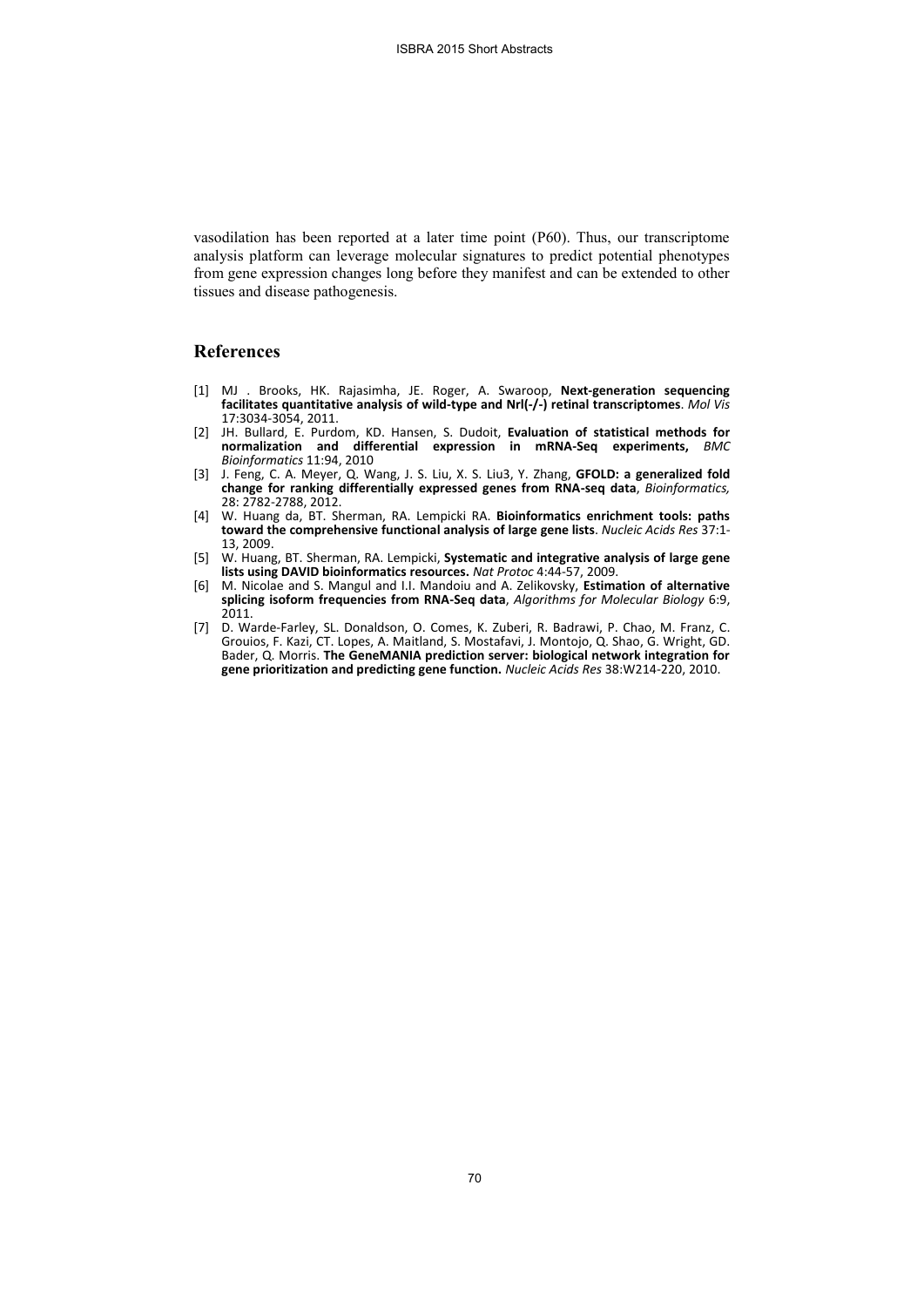vasodilation has been reported at a later time point (P60). Thus, our transcriptome analysis platform can leverage molecular signatures to predict potential phenotypes from gene expression changes long before they manifest and can be extended to other tissues and disease pathogenesis.

## References

[1] MJ . Brooks, HK. Rajasimha, JE. Roger, A. Swaroop, **Next-generation sequencing facilitates quantitative analysis of wild-type and Nrl(-/-) retinal transcriptomes**. *Mol Vis* 17:3034-3054, 2011.

[2] JH. Bullard, E. Purdom, KD. Hansen, S. Dudoit, **Evaluation of statistical methods for normalization and differential expression in mRNA-Seq experiments,** *BMC Bioinformatics* 11:94, 2010

[3] J. Feng, C. A. Meyer, Q. Wang, J. S. Liu, X. S. Liu3, Y. Zhang, **GFOLD: a generalized fold change for ranking differentially expressed genes from RNA-seq data**, *Bioinformatics,* 28: 2782-2788, 2012.

[4] W. Huang da, BT. Sherman, RA. Lempicki RA. **Bioinformatics enrichment tools: paths toward the comprehensive functional analysis of large gene lists**. *Nucleic Acids Res* 37:1-13, 2009.

[5] W. Huang, BT. Sherman, RA. Lempicki, **Systematic and integrative analysis of large gene lists using DAVID bioinformatics resources.** *Nat Protoc* 4:44-57, 2009.

[6] M. Nicolae and S. Mangul and I.I. Mandoiu and A. Zelikovsky, **Estimation of alternative splicing isoform frequencies from RNA-Seq data**, *Algorithms for Molecular Biology* 6:9, 2011.

[7] D. Warde-Farley, SL. Donaldson, O. Comes, K. Zuberi, R. Badrawi, P. Chao, M. Franz, C. Grouios, F. Kazi, CT. Lopes, A. Maitland, S. Mostafavi, J. Montojo, Q. Shao, G. Wright, GD. Bader, Q. Morris. **The GeneMANIA prediction server: biological network integration for gene prioritization and predicting gene function.** *Nucleic Acids Res* 38:W214-220, 2010.